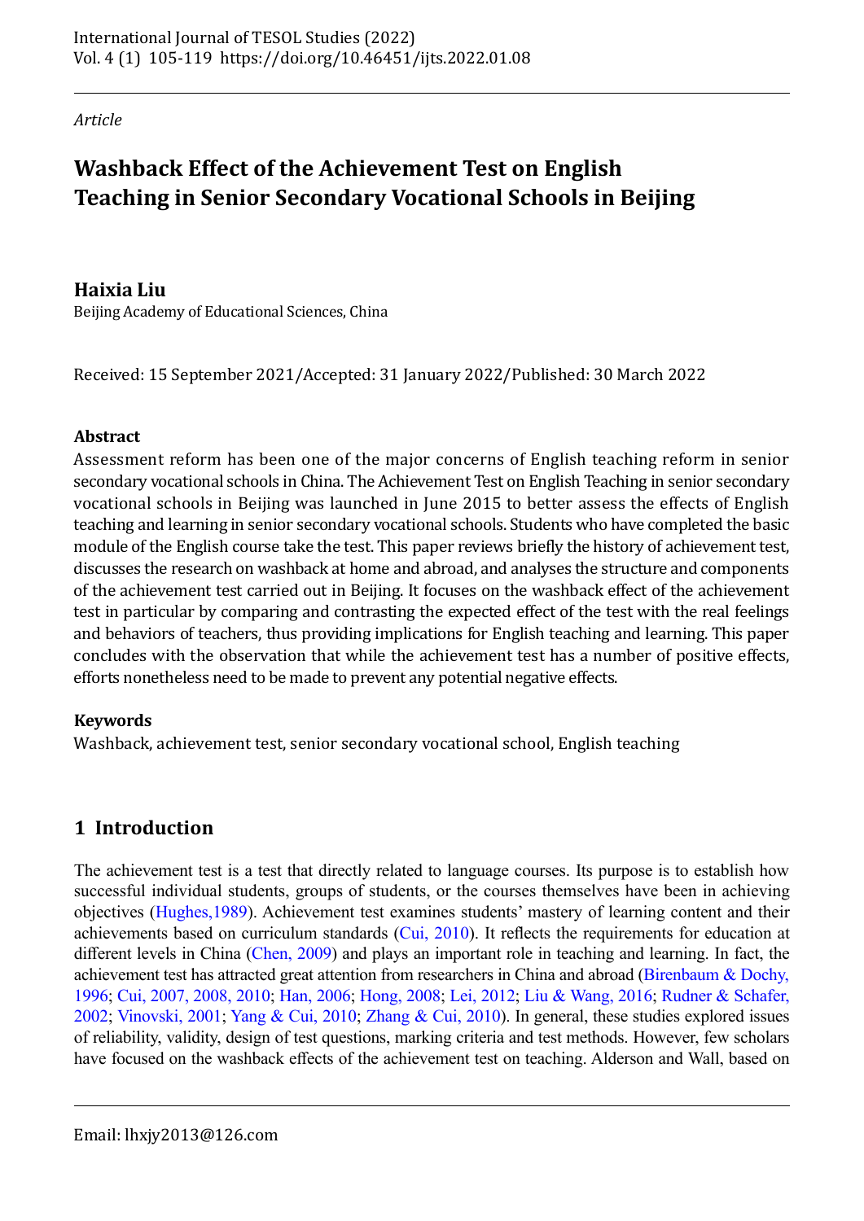*Article*

# Washback Effect of the Achievement Test on English Teaching in Senior Secondary Vocational Schools in Beijing

**Haixia Liu**
Beijing Academy of Educational Sciences, China

Received: 15 September 2021/Accepted: 31 January 2022/Published: 30 March 2022

### Abstract

Assessment reform has been one of the major concerns of English teaching reform in senior secondary vocational schools in China. The Achievement Test on English Teaching in senior secondary vocational schools in Beijing was launched in June 2015 to better assess the effects of English teaching and learning in senior secondary vocational schools. Students who have completed the basic module of the English course take the test. This paper reviews briefly the history of achievement test, discusses the research on washback at home and abroad, and analyses the structure and components of the achievement test carried out in Beijing. It focuses on the washback effect of the achievement test in particular by comparing and contrasting the expected effect of the test with the real feelings and behaviors of teachers, thus providing implications for English teaching and learning. This paper concludes with the observation that while the achievement test has a number of positive effects, efforts nonetheless need to be made to prevent any potential negative effects.

### Keywords

Washback, achievement test, senior secondary vocational school, English teaching

## 1 Introduction

The achievement test is a test that directly related to language courses. Its purpose is to establish how successful individual students, groups of students, or the courses themselves have been in achieving objectives (Hughes,1989). Achievement test examines students' mastery of learning content and their achievements based on curriculum standards (Cui, 2010). It reflects the requirements for education at different levels in China (Chen, 2009) and plays an important role in teaching and learning. In fact, the achievement test has attracted great attention from researchers in China and abroad (Birenbaum & Dochy, 1996; Cui, 2007, 2008, 2010; Han, 2006; Hong, 2008; Lei, 2012; Liu & Wang, 2016; Rudner & Schafer, 2002; Vinovski, 2001; Yang & Cui, 2010; Zhang & Cui, 2010). In general, these studies explored issues of reliability, validity, design of test questions, marking criteria and test methods. However, few scholars have focused on the washback effects of the achievement test on teaching. Alderson and Wall, based on

Email: lhxjy2013@126.com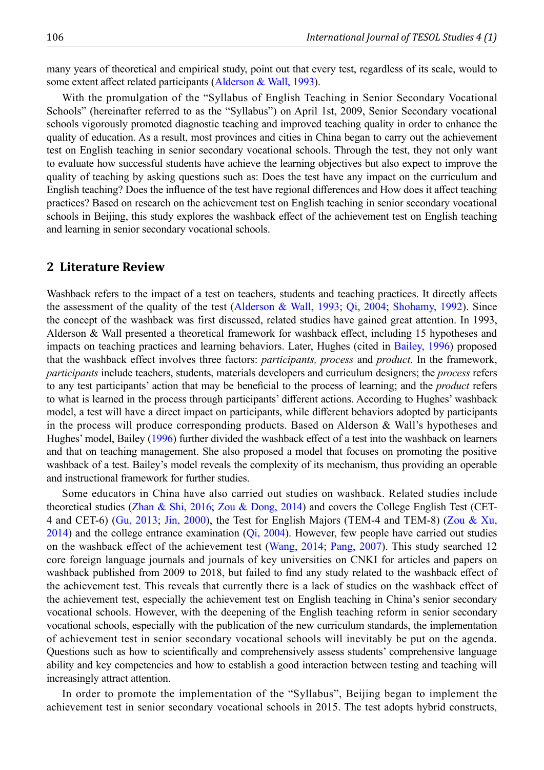many years of theoretical and empirical study, point out that every test, regardless of its scale, would to some extent affect related participants (Alderson & Wall, 1993).

With the promulgation of the "Syllabus of English Teaching in Senior Secondary Vocational Schools" (hereinafter referred to as the "Syllabus") on April 1st, 2009, Senior Secondary vocational schools vigorously promoted diagnostic teaching and improved teaching quality in order to enhance the quality of education. As a result, most provinces and cities in China began to carry out the achievement test on English teaching in senior secondary vocational schools. Through the test, they not only want to evaluate how successful students have achieve the learning objectives but also expect to improve the quality of teaching by asking questions such as: Does the test have any impact on the curriculum and English teaching? Does the influence of the test have regional differences and How does it affect teaching practices? Based on research on the achievement test on English teaching in senior secondary vocational schools in Beijing, this study explores the washback effect of the achievement test on English teaching and learning in senior secondary vocational schools.

## 2 Literature Review

Washback refers to the impact of a test on teachers, students and teaching practices. It directly affects the assessment of the quality of the test (Alderson & Wall, 1993; Qi, 2004; Shohamy, 1992). Since the concept of the washback was first discussed, related studies have gained great attention. In 1993, Alderson & Wall presented a theoretical framework for washback effect, including 15 hypotheses and impacts on teaching practices and learning behaviors. Later, Hughes (cited in Bailey, 1996) proposed that the washback effect involves three factors: *participants, process* and *product*. In the framework, *participants* include teachers, students, materials developers and curriculum designers; the *process* refers to any test participants' action that may be beneficial to the process of learning; and the *product* refers to what is learned in the process through participants' different actions. According to Hughes' washback model, a test will have a direct impact on participants, while different behaviors adopted by participants in the process will produce corresponding products. Based on Alderson & Wall's hypotheses and Hughes' model, Bailey (1996) further divided the washback effect of a test into the washback on learners and that on teaching management. She also proposed a model that focuses on promoting the positive washback of a test. Bailey's model reveals the complexity of its mechanism, thus providing an operable and instructional framework for further studies.

Some educators in China have also carried out studies on washback. Related studies include theoretical studies (Zhan & Shi, 2016; Zou & Dong, 2014) and covers the College English Test (CET-4 and CET-6) (Gu, 2013; Jin, 2000), the Test for English Majors (TEM-4 and TEM-8) (Zou & Xu, 2014) and the college entrance examination (Qi, 2004). However, few people have carried out studies on the washback effect of the achievement test (Wang, 2014; Pang, 2007). This study searched 12 core foreign language journals and journals of key universities on CNKI for articles and papers on washback published from 2009 to 2018, but failed to find any study related to the washback effect of the achievement test. This reveals that currently there is a lack of studies on the washback effect of the achievement test, especially the achievement test on English teaching in China's senior secondary vocational schools. However, with the deepening of the English teaching reform in senior secondary vocational schools, especially with the publication of the new curriculum standards, the implementation of achievement test in senior secondary vocational schools will inevitably be put on the agenda. Questions such as how to scientifically and comprehensively assess students' comprehensive language ability and key competencies and how to establish a good interaction between testing and teaching will increasingly attract attention.

In order to promote the implementation of the "Syllabus", Beijing began to implement the achievement test in senior secondary vocational schools in 2015. The test adopts hybrid constructs,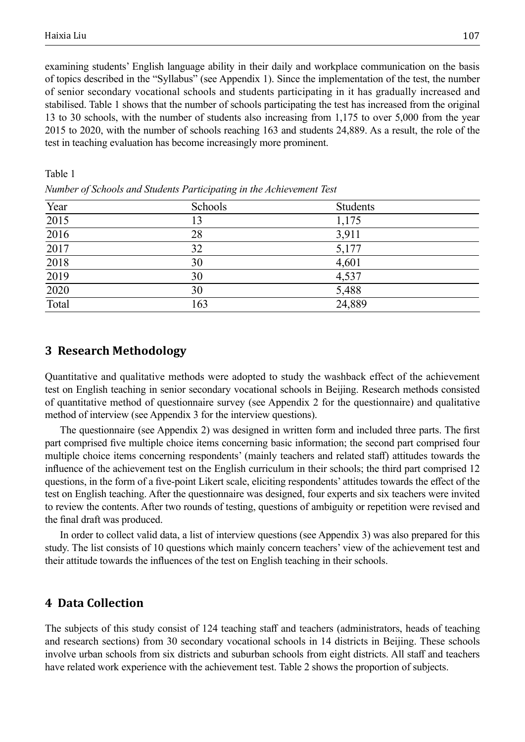examining students' English language ability in their daily and workplace communication on the basis of topics described in the "Syllabus" (see Appendix 1). Since the implementation of the test, the number of senior secondary vocational schools and students participating in it has gradually increased and stabilised. Table 1 shows that the number of schools participating the test has increased from the original 13 to 30 schools, with the number of students also increasing from 1,175 to over 5,000 from the year 2015 to 2020, with the number of schools reaching 163 and students 24,889. As a result, the role of the test in teaching evaluation has become increasingly more prominent.

Table 1

*Number of Schools and Students Participating in the Achievement Test*

| Year | Schools | Students |
|---|---|---|
| 2015 | 13 | 1,175 |
| 2016 | 28 | 3,911 |
| 2017 | 32 | 5,177 |
| 2018 | 30 | 4,601 |
| 2019 | 30 | 4,537 |
| 2020 | 30 | 5,488 |
| Total | 163 | 24,889 |

## 3 Research Methodology

Quantitative and qualitative methods were adopted to study the washback effect of the achievement test on English teaching in senior secondary vocational schools in Beijing. Research methods consisted of quantitative method of questionnaire survey (see Appendix 2 for the questionnaire) and qualitative method of interview (see Appendix 3 for the interview questions).

The questionnaire (see Appendix 2) was designed in written form and included three parts. The first part comprised five multiple choice items concerning basic information; the second part comprised four multiple choice items concerning respondents' (mainly teachers and related staff) attitudes towards the influence of the achievement test on the English curriculum in their schools; the third part comprised 12 questions, in the form of a five-point Likert scale, eliciting respondents' attitudes towards the effect of the test on English teaching. After the questionnaire was designed, four experts and six teachers were invited to review the contents. After two rounds of testing, questions of ambiguity or repetition were revised and the final draft was produced.

In order to collect valid data, a list of interview questions (see Appendix 3) was also prepared for this study. The list consists of 10 questions which mainly concern teachers' view of the achievement test and their attitude towards the influences of the test on English teaching in their schools.

## 4 Data Collection

The subjects of this study consist of 124 teaching staff and teachers (administrators, heads of teaching and research sections) from 30 secondary vocational schools in 14 districts in Beijing. These schools involve urban schools from six districts and suburban schools from eight districts. All staff and teachers have related work experience with the achievement test. Table 2 shows the proportion of subjects.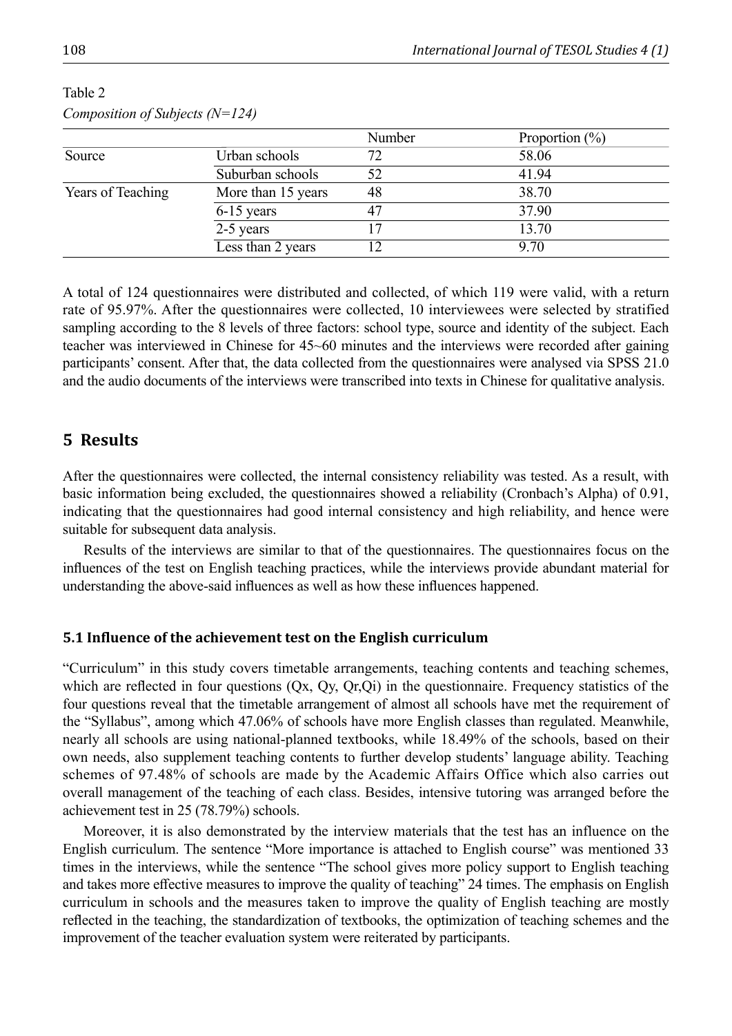Table 2

*Composition of Subjects (N=124)*

| | | Number | Proportion (%) |
|---|---|---|---|
| Source | Urban schools | 72 | 58.06 |
| | Suburban schools | 52 | 41.94 |
| Years of Teaching | More than 15 years | 48 | 38.70 |
| | 6-15 years | 47 | 37.90 |
| | 2-5 years | 17 | 13.70 |
| | Less than 2 years | 12 | 9.70 |

A total of 124 questionnaires were distributed and collected, of which 119 were valid, with a return rate of 95.97%. After the questionnaires were collected, 10 interviewees were selected by stratified sampling according to the 8 levels of three factors: school type, source and identity of the subject. Each teacher was interviewed in Chinese for 45~60 minutes and the interviews were recorded after gaining participants' consent. After that, the data collected from the questionnaires were analysed via SPSS 21.0 and the audio documents of the interviews were transcribed into texts in Chinese for qualitative analysis.

## 5 Results

After the questionnaires were collected, the internal consistency reliability was tested. As a result, with basic information being excluded, the questionnaires showed a reliability (Cronbach's Alpha) of 0.91, indicating that the questionnaires had good internal consistency and high reliability, and hence were suitable for subsequent data analysis.

Results of the interviews are similar to that of the questionnaires. The questionnaires focus on the influences of the test on English teaching practices, while the interviews provide abundant material for understanding the above-said influences as well as how these influences happened.

### 5.1 Influence of the achievement test on the English curriculum

"Curriculum" in this study covers timetable arrangements, teaching contents and teaching schemes, which are reflected in four questions (Qx, Qy, Qr,Qi) in the questionnaire. Frequency statistics of the four questions reveal that the timetable arrangement of almost all schools have met the requirement of the "Syllabus", among which 47.06% of schools have more English classes than regulated. Meanwhile, nearly all schools are using national-planned textbooks, while 18.49% of the schools, based on their own needs, also supplement teaching contents to further develop students' language ability. Teaching schemes of 97.48% of schools are made by the Academic Affairs Office which also carries out overall management of the teaching of each class. Besides, intensive tutoring was arranged before the achievement test in 25 (78.79%) schools.

Moreover, it is also demonstrated by the interview materials that the test has an influence on the English curriculum. The sentence "More importance is attached to English course" was mentioned 33 times in the interviews, while the sentence "The school gives more policy support to English teaching and takes more effective measures to improve the quality of teaching" 24 times. The emphasis on English curriculum in schools and the measures taken to improve the quality of English teaching are mostly reflected in the teaching, the standardization of textbooks, the optimization of teaching schemes and the improvement of the teacher evaluation system were reiterated by participants.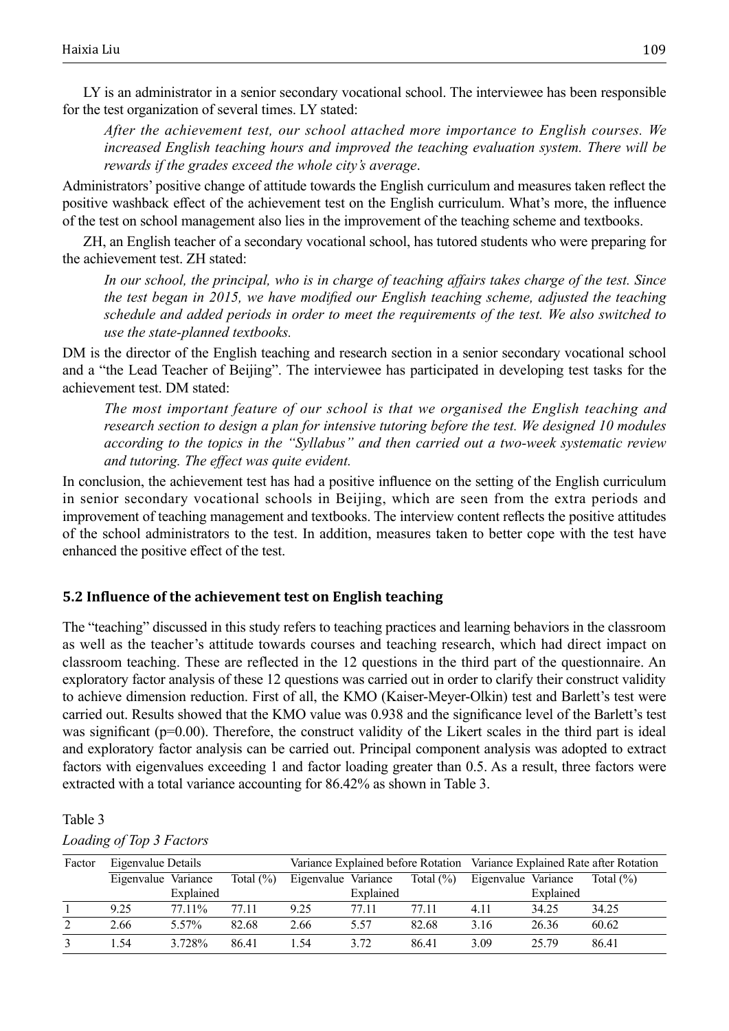LY is an administrator in a senior secondary vocational school. The interviewee has been responsible for the test organization of several times. LY stated:

> *After the achievement test, our school attached more importance to English courses. We increased English teaching hours and improved the teaching evaluation system. There will be rewards if the grades exceed the whole city's average*.

Administrators' positive change of attitude towards the English curriculum and measures taken reflect the positive washback effect of the achievement test on the English curriculum. What's more, the influence of the test on school management also lies in the improvement of the teaching scheme and textbooks.

ZH, an English teacher of a secondary vocational school, has tutored students who were preparing for the achievement test. ZH stated:

> *In our school, the principal, who is in charge of teaching affairs takes charge of the test. Since the test began in 2015, we have modified our English teaching scheme, adjusted the teaching schedule and added periods in order to meet the requirements of the test. We also switched to use the state-planned textbooks.*

DM is the director of the English teaching and research section in a senior secondary vocational school and a "the Lead Teacher of Beijing". The interviewee has participated in developing test tasks for the achievement test. DM stated:

> *The most important feature of our school is that we organised the English teaching and research section to design a plan for intensive tutoring before the test. We designed 10 modules according to the topics in the "Syllabus" and then carried out a two-week systematic review and tutoring. The effect was quite evident.*

In conclusion, the achievement test has had a positive influence on the setting of the English curriculum in senior secondary vocational schools in Beijing, which are seen from the extra periods and improvement of teaching management and textbooks. The interview content reflects the positive attitudes of the school administrators to the test. In addition, measures taken to better cope with the test have enhanced the positive effect of the test.

## 5.2 Influence of the achievement test on English teaching

The "teaching" discussed in this study refers to teaching practices and learning behaviors in the classroom as well as the teacher's attitude towards courses and teaching research, which had direct impact on classroom teaching. These are reflected in the 12 questions in the third part of the questionnaire. An exploratory factor analysis of these 12 questions was carried out in order to clarify their construct validity to achieve dimension reduction. First of all, the KMO (Kaiser-Meyer-Olkin) test and Barlett's test were carried out. Results showed that the KMO value was 0.938 and the significance level of the Barlett's test was significant ($p$=0.00). Therefore, the construct validity of the Likert scales in the third part is ideal and exploratory factor analysis can be carried out. Principal component analysis was adopted to extract factors with eigenvalues exceeding 1 and factor loading greater than 0.5. As a result, three factors were extracted with a total variance accounting for 86.42% as shown in Table 3.

Table 3

*Loading of Top 3 Factors*

| Factor | Eigenvalue Details | | | Variance Explained before Rotation | | | Variance Explained Rate after Rotation | | |
|---|---|---|---|---|---|---|---|---|---|
| | Eigenvalue | Variance Explained | Total (%) | Eigenvalue | Variance Explained | Total (%) | Eigenvalue | Variance Explained | Total (%) |
| 1 | 9.25 | 77.11% | 77.11 | 9.25 | 77.11 | 77.11 | 4.11 | 34.25 | 34.25 |
| 2 | 2.66 | 5.57% | 82.68 | 2.66 | 5.57 | 82.68 | 3.16 | 26.36 | 60.62 |
| 3 | 1.54 | 3.728% | 86.41 | 1.54 | 3.72 | 86.41 | 3.09 | 25.79 | 86.41 |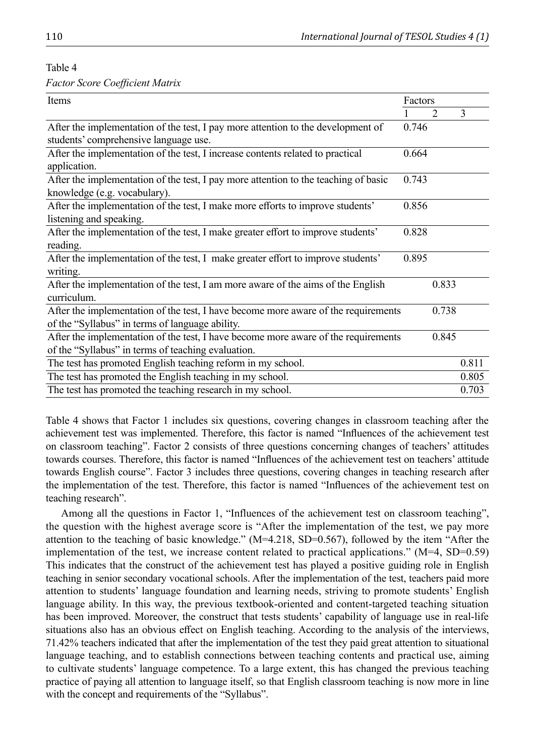Table 4

*Factor Score Coefficient Matrix*

| Items | Factors | | |
|---|---|---|---|
| | 1 | 2 | 3 |
| After the implementation of the test, I pay more attention to the development of students' comprehensive language use. | 0.746 | | |
| After the implementation of the test, I increase contents related to practical application. | 0.664 | | |
| After the implementation of the test, I pay more attention to the teaching of basic knowledge (e.g. vocabulary). | 0.743 | | |
| After the implementation of the test, I make more efforts to improve students' listening and speaking. | 0.856 | | |
| After the implementation of the test, I make greater effort to improve students' reading. | 0.828 | | |
| After the implementation of the test, I make greater effort to improve students' writing. | 0.895 | | |
| After the implementation of the test, I am more aware of the aims of the English curriculum. | | 0.833 | |
| After the implementation of the test, I have become more aware of the requirements of the "Syllabus" in terms of language ability. | | 0.738 | |
| After the implementation of the test, I have become more aware of the requirements of the "Syllabus" in terms of teaching evaluation. | | 0.845 | |
| The test has promoted English teaching reform in my school. | | | 0.811 |
| The test has promoted the English teaching in my school. | | | 0.805 |
| The test has promoted the teaching research in my school. | | | 0.703 |

Table 4 shows that Factor 1 includes six questions, covering changes in classroom teaching after the achievement test was implemented. Therefore, this factor is named "Influences of the achievement test on classroom teaching". Factor 2 consists of three questions concerning changes of teachers' attitudes towards courses. Therefore, this factor is named "Influences of the achievement test on teachers' attitude towards English course". Factor 3 includes three questions, covering changes in teaching research after the implementation of the test. Therefore, this factor is named "Influences of the achievement test on teaching research".

Among all the questions in Factor 1, "Influences of the achievement test on classroom teaching", the question with the highest average score is "After the implementation of the test, we pay more attention to the teaching of basic knowledge." (M=4.218, SD=0.567), followed by the item "After the implementation of the test, we increase content related to practical applications." (M=4, SD=0.59) This indicates that the construct of the achievement test has played a positive guiding role in English teaching in senior secondary vocational schools. After the implementation of the test, teachers paid more attention to students' language foundation and learning needs, striving to promote students' English language ability. In this way, the previous textbook-oriented and content-targeted teaching situation has been improved. Moreover, the construct that tests students' capability of language use in real-life situations also has an obvious effect on English teaching. According to the analysis of the interviews, 71.42% teachers indicated that after the implementation of the test they paid great attention to situational language teaching, and to establish connections between teaching contents and practical use, aiming to cultivate students' language competence. To a large extent, this has changed the previous teaching practice of paying all attention to language itself, so that English classroom teaching is now more in line with the concept and requirements of the "Syllabus".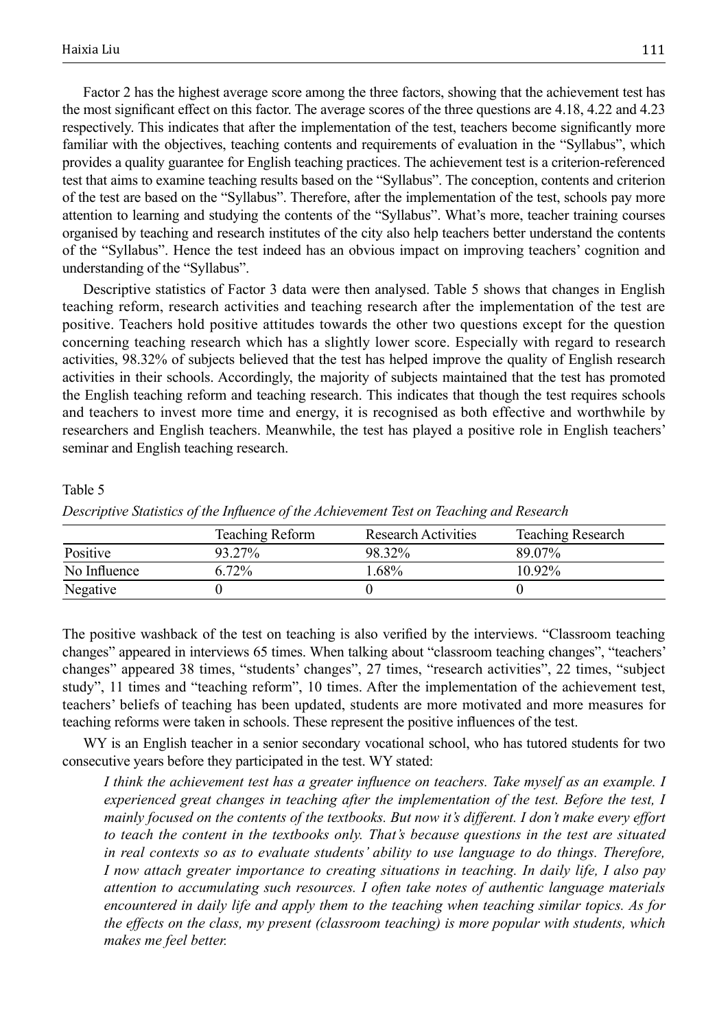Factor 2 has the highest average score among the three factors, showing that the achievement test has the most significant effect on this factor. The average scores of the three questions are 4.18, 4.22 and 4.23 respectively. This indicates that after the implementation of the test, teachers become significantly more familiar with the objectives, teaching contents and requirements of evaluation in the "Syllabus", which provides a quality guarantee for English teaching practices. The achievement test is a criterion-referenced test that aims to examine teaching results based on the "Syllabus". The conception, contents and criterion of the test are based on the "Syllabus". Therefore, after the implementation of the test, schools pay more attention to learning and studying the contents of the "Syllabus". What's more, teacher training courses organised by teaching and research institutes of the city also help teachers better understand the contents of the "Syllabus". Hence the test indeed has an obvious impact on improving teachers' cognition and understanding of the "Syllabus".

Descriptive statistics of Factor 3 data were then analysed. Table 5 shows that changes in English teaching reform, research activities and teaching research after the implementation of the test are positive. Teachers hold positive attitudes towards the other two questions except for the question concerning teaching research which has a slightly lower score. Especially with regard to research activities, 98.32% of subjects believed that the test has helped improve the quality of English research activities in their schools. Accordingly, the majority of subjects maintained that the test has promoted the English teaching reform and teaching research. This indicates that though the test requires schools and teachers to invest more time and energy, it is recognised as both effective and worthwhile by researchers and English teachers. Meanwhile, the test has played a positive role in English teachers' seminar and English teaching research.

Table 5

*Descriptive Statistics of the Influence of the Achievement Test on Teaching and Research*

| | Teaching Reform | Research Activities | Teaching Research |
|---|---|---|---|
| Positive | 93.27% | 98.32% | 89.07% |
| No Influence | 6.72% | 1.68% | 10.92% |
| Negative | 0 | 0 | 0 |

The positive washback of the test on teaching is also verified by the interviews. "Classroom teaching changes" appeared in interviews 65 times. When talking about "classroom teaching changes", "teachers' changes" appeared 38 times, "students' changes", 27 times, "research activities", 22 times, "subject study", 11 times and "teaching reform", 10 times. After the implementation of the achievement test, teachers' beliefs of teaching has been updated, students are more motivated and more measures for teaching reforms were taken in schools. These represent the positive influences of the test.

WY is an English teacher in a senior secondary vocational school, who has tutored students for two consecutive years before they participated in the test. WY stated:

> *I think the achievement test has a greater influence on teachers. Take myself as an example. I experienced great changes in teaching after the implementation of the test. Before the test, I mainly focused on the contents of the textbooks. But now it's different. I don't make every effort to teach the content in the textbooks only. That's because questions in the test are situated in real contexts so as to evaluate students' ability to use language to do things. Therefore, I now attach greater importance to creating situations in teaching. In daily life, I also pay attention to accumulating such resources. I often take notes of authentic language materials encountered in daily life and apply them to the teaching when teaching similar topics. As for the effects on the class, my present (classroom teaching) is more popular with students, which makes me feel better.*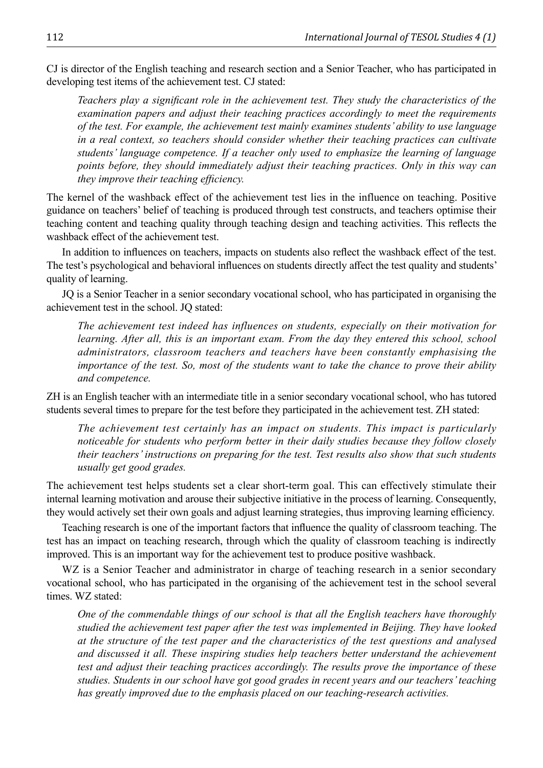CJ is director of the English teaching and research section and a Senior Teacher, who has participated in developing test items of the achievement test. CJ stated:

> *Teachers play a significant role in the achievement test. They study the characteristics of the examination papers and adjust their teaching practices accordingly to meet the requirements of the test. For example, the achievement test mainly examines students' ability to use language in a real context, so teachers should consider whether their teaching practices can cultivate students' language competence. If a teacher only used to emphasize the learning of language points before, they should immediately adjust their teaching practices. Only in this way can they improve their teaching efficiency.*

The kernel of the washback effect of the achievement test lies in the influence on teaching. Positive guidance on teachers' belief of teaching is produced through test constructs, and teachers optimise their teaching content and teaching quality through teaching design and teaching activities. This reflects the washback effect of the achievement test.

In addition to influences on teachers, impacts on students also reflect the washback effect of the test. The test's psychological and behavioral influences on students directly affect the test quality and students' quality of learning.

JQ is a Senior Teacher in a senior secondary vocational school, who has participated in organising the achievement test in the school. JQ stated:

> *The achievement test indeed has influences on students, especially on their motivation for learning. After all, this is an important exam. From the day they entered this school, school administrators, classroom teachers and teachers have been constantly emphasising the importance of the test. So, most of the students want to take the chance to prove their ability and competence.*

ZH is an English teacher with an intermediate title in a senior secondary vocational school, who has tutored students several times to prepare for the test before they participated in the achievement test. ZH stated:

> *The achievement test certainly has an impact on students. This impact is particularly noticeable for students who perform better in their daily studies because they follow closely their teachers' instructions on preparing for the test. Test results also show that such students usually get good grades.*

The achievement test helps students set a clear short-term goal. This can effectively stimulate their internal learning motivation and arouse their subjective initiative in the process of learning. Consequently, they would actively set their own goals and adjust learning strategies, thus improving learning efficiency.

Teaching research is one of the important factors that influence the quality of classroom teaching. The test has an impact on teaching research, through which the quality of classroom teaching is indirectly improved. This is an important way for the achievement test to produce positive washback.

WZ is a Senior Teacher and administrator in charge of teaching research in a senior secondary vocational school, who has participated in the organising of the achievement test in the school several times. WZ stated:

> *One of the commendable things of our school is that all the English teachers have thoroughly studied the achievement test paper after the test was implemented in Beijing. They have looked at the structure of the test paper and the characteristics of the test questions and analysed and discussed it all. These inspiring studies help teachers better understand the achievement test and adjust their teaching practices accordingly. The results prove the importance of these studies. Students in our school have got good grades in recent years and our teachers' teaching has greatly improved due to the emphasis placed on our teaching-research activities.*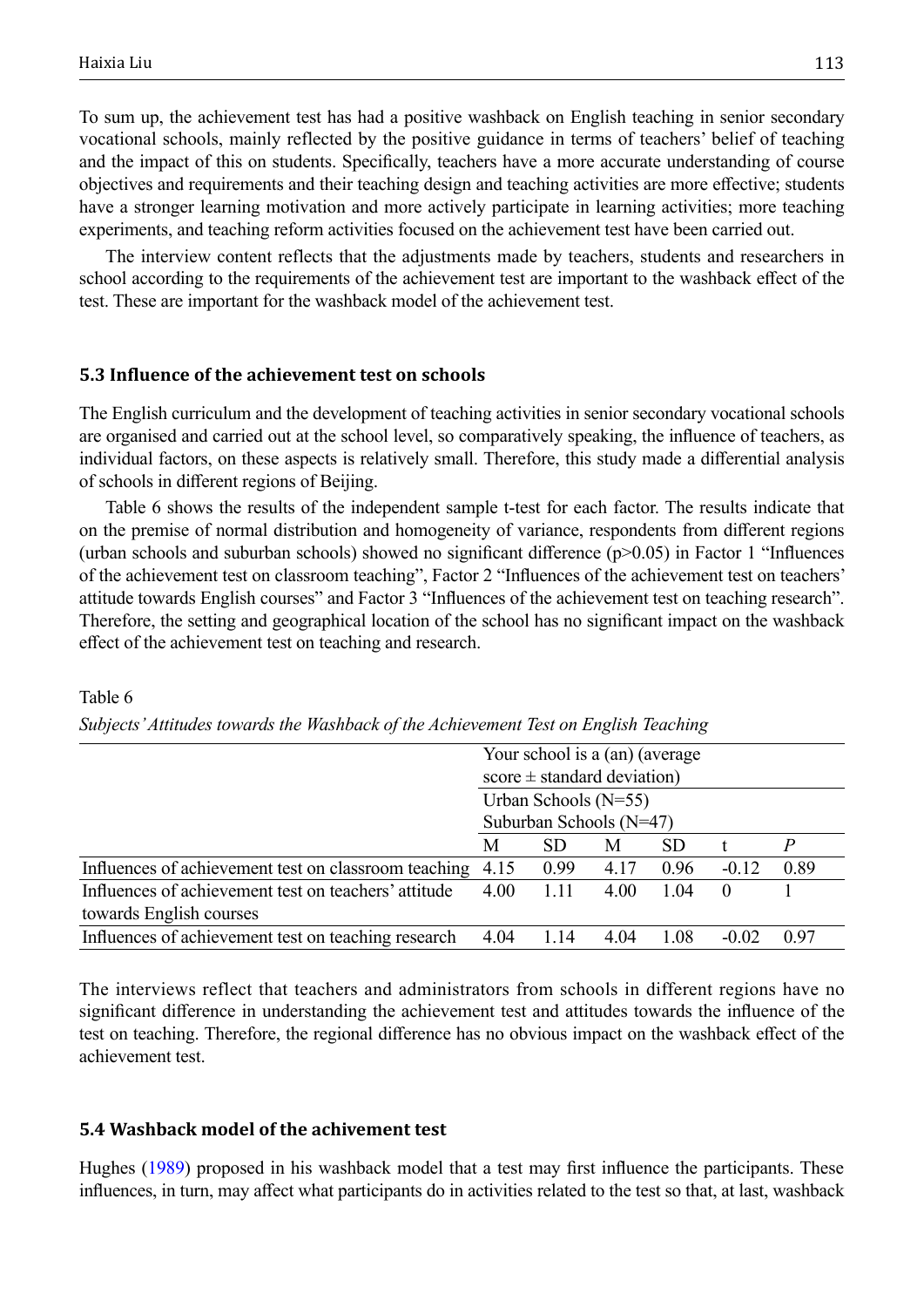To sum up, the achievement test has had a positive washback on English teaching in senior secondary vocational schools, mainly reflected by the positive guidance in terms of teachers' belief of teaching and the impact of this on students. Specifically, teachers have a more accurate understanding of course objectives and requirements and their teaching design and teaching activities are more effective; students have a stronger learning motivation and more actively participate in learning activities; more teaching experiments, and teaching reform activities focused on the achievement test have been carried out.

The interview content reflects that the adjustments made by teachers, students and researchers in school according to the requirements of the achievement test are important to the washback effect of the test. These are important for the washback model of the achievement test.

### 5.3 Influence of the achievement test on schools

The English curriculum and the development of teaching activities in senior secondary vocational schools are organised and carried out at the school level, so comparatively speaking, the influence of teachers, as individual factors, on these aspects is relatively small. Therefore, this study made a differential analysis of schools in different regions of Beijing.

Table 6 shows the results of the independent sample t-test for each factor. The results indicate that on the premise of normal distribution and homogeneity of variance, respondents from different regions (urban schools and suburban schools) showed no significant difference ($p>0.05$) in Factor 1 "Influences of the achievement test on classroom teaching", Factor 2 "Influences of the achievement test on teachers' attitude towards English courses" and Factor 3 "Influences of the achievement test on teaching research". Therefore, the setting and geographical location of the school has no significant impact on the washback effect of the achievement test on teaching and research.

Table 6

*Subjects' Attitudes towards the Washback of the Achievement Test on English Teaching*

| | Your school is a (an) (average score ± standard deviation) | | | | | |
|---|---|---|---|---|---|---|
| | Urban Schools (N=55) Suburban Schools (N=47) | | | | | |
| | M | SD | M | SD | t | *P* |
| Influences of achievement test on classroom teaching | 4.15 | 0.99 | 4.17 | 0.96 | -0.12 | 0.89 |
| Influences of achievement test on teachers' attitude towards English courses | 4.00 | 1.11 | 4.00 | 1.04 | 0 | 1 |
| Influences of achievement test on teaching research | 4.04 | 1.14 | 4.04 | 1.08 | -0.02 | 0.97 |

The interviews reflect that teachers and administrators from schools in different regions have no significant difference in understanding the achievement test and attitudes towards the influence of the test on teaching. Therefore, the regional difference has no obvious impact on the washback effect of the achievement test.

### 5.4 Washback model of the achivement test

Hughes (1989) proposed in his washback model that a test may first influence the participants. These influences, in turn, may affect what participants do in activities related to the test so that, at last, washback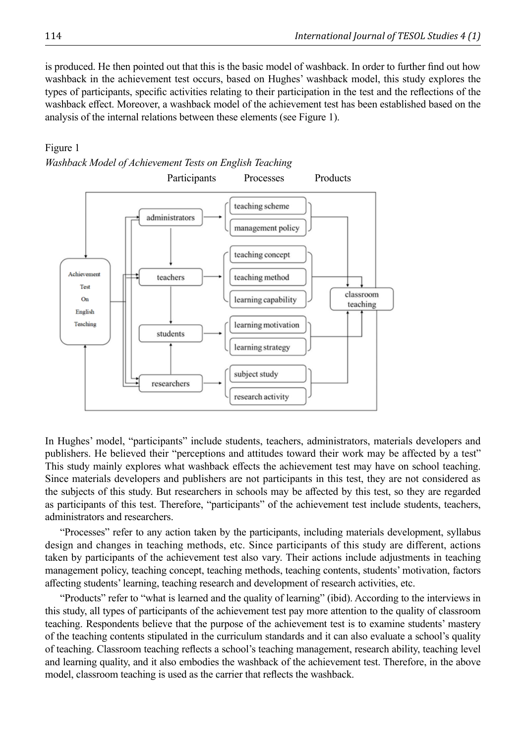is produced. He then pointed out that this is the basic model of washback. In order to further find out how washback in the achievement test occurs, based on Hughes' washback model, this study explores the types of participants, specific activities relating to their participation in the test and the reflections of the washback effect. Moreover, a washback model of the achievement test has been established based on the analysis of the internal relations between these elements (see Figure 1).

Figure 1

*Washback Model of Achievement Tests on English Teaching*

In Hughes' model, "participants" include students, teachers, administrators, materials developers and publishers. He believed their "perceptions and attitudes toward their work may be affected by a test" This study mainly explores what washback effects the achievement test may have on school teaching. Since materials developers and publishers are not participants in this test, they are not considered as the subjects of this study. But researchers in schools may be affected by this test, so they are regarded as participants of this test. Therefore, "participants" of the achievement test include students, teachers, administrators and researchers.

"Processes" refer to any action taken by the participants, including materials development, syllabus design and changes in teaching methods, etc. Since participants of this study are different, actions taken by participants of the achievement test also vary. Their actions include adjustments in teaching management policy, teaching concept, teaching methods, teaching contents, students' motivation, factors affecting students' learning, teaching research and development of research activities, etc.

"Products" refer to "what is learned and the quality of learning" (ibid). According to the interviews in this study, all types of participants of the achievement test pay more attention to the quality of classroom teaching. Respondents believe that the purpose of the achievement test is to examine students' mastery of the teaching contents stipulated in the curriculum standards and it can also evaluate a school's quality of teaching. Classroom teaching reflects a school's teaching management, research ability, teaching level and learning quality, and it also embodies the washback of the achievement test. Therefore, in the above model, classroom teaching is used as the carrier that reflects the washback.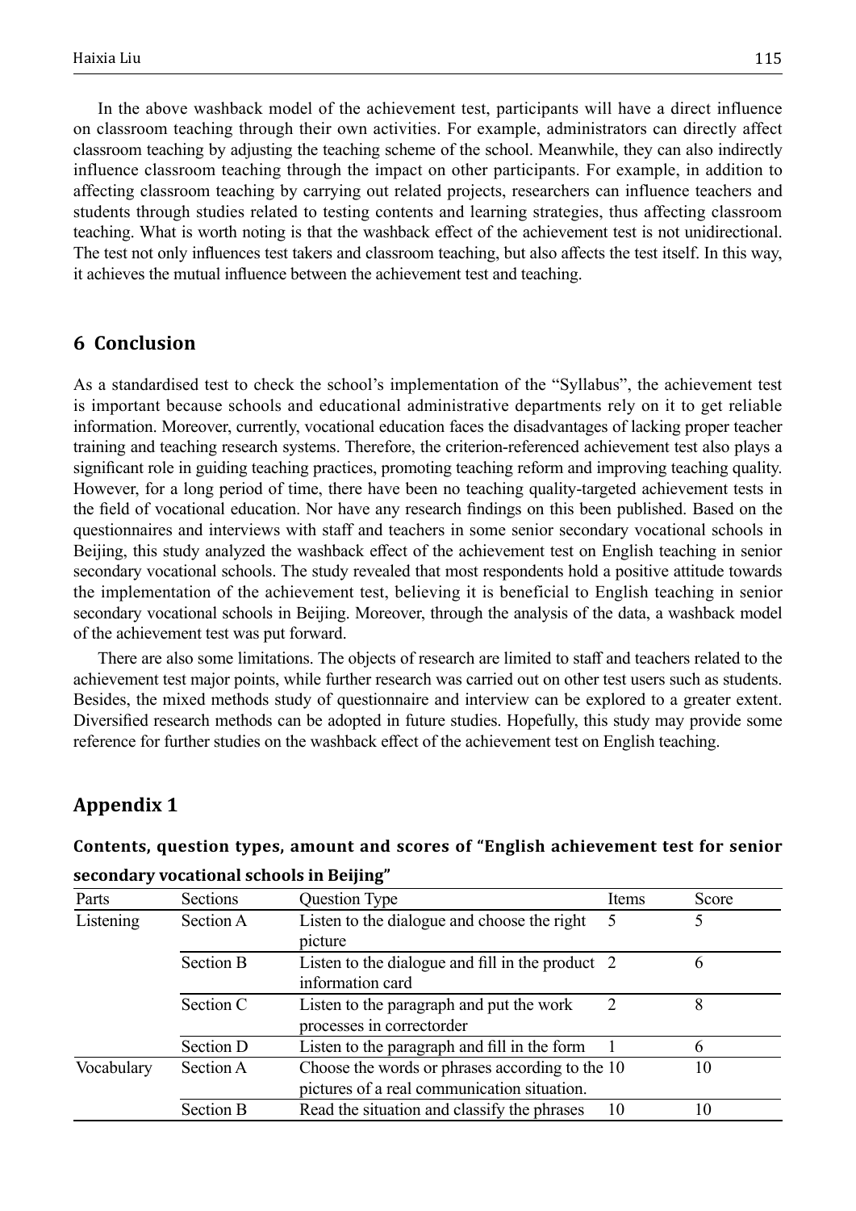In the above washback model of the achievement test, participants will have a direct influence on classroom teaching through their own activities. For example, administrators can directly affect classroom teaching by adjusting the teaching scheme of the school. Meanwhile, they can also indirectly influence classroom teaching through the impact on other participants. For example, in addition to affecting classroom teaching by carrying out related projects, researchers can influence teachers and students through studies related to testing contents and learning strategies, thus affecting classroom teaching. What is worth noting is that the washback effect of the achievement test is not unidirectional. The test not only influences test takers and classroom teaching, but also affects the test itself. In this way, it achieves the mutual influence between the achievement test and teaching.

## 6 Conclusion

As a standardised test to check the school's implementation of the "Syllabus", the achievement test is important because schools and educational administrative departments rely on it to get reliable information. Moreover, currently, vocational education faces the disadvantages of lacking proper teacher training and teaching research systems. Therefore, the criterion-referenced achievement test also plays a significant role in guiding teaching practices, promoting teaching reform and improving teaching quality. However, for a long period of time, there have been no teaching quality-targeted achievement tests in the field of vocational education. Nor have any research findings on this been published. Based on the questionnaires and interviews with staff and teachers in some senior secondary vocational schools in Beijing, this study analyzed the washback effect of the achievement test on English teaching in senior secondary vocational schools. The study revealed that most respondents hold a positive attitude towards the implementation of the achievement test, believing it is beneficial to English teaching in senior secondary vocational schools in Beijing. Moreover, through the analysis of the data, a washback model of the achievement test was put forward.

There are also some limitations. The objects of research are limited to staff and teachers related to the achievement test major points, while further research was carried out on other test users such as students. Besides, the mixed methods study of questionnaire and interview can be explored to a greater extent. Diversified research methods can be adopted in future studies. Hopefully, this study may provide some reference for further studies on the washback effect of the achievement test on English teaching.

## Appendix 1

### Contents, question types, amount and scores of "English achievement test for senior secondary vocational schools in Beijing"

| Parts | Sections | Question Type | Items | Score |
|---|---|---|---|---|
| Listening | Section A | Listen to the dialogue and choose the right picture | 5 | 5 |
| | Section B | Listen to the dialogue and fill in the product information card | 2 | 6 |
| | Section C | Listen to the paragraph and put the work processes in correctorder | 2 | 8 |
| | Section D | Listen to the paragraph and fill in the form | 1 | 6 |
| Vocabulary | Section A | Choose the words or phrases according to the pictures of a real communication situation. | 10 | 10 |
| | Section B | Read the situation and classify the phrases | 10 | 10 |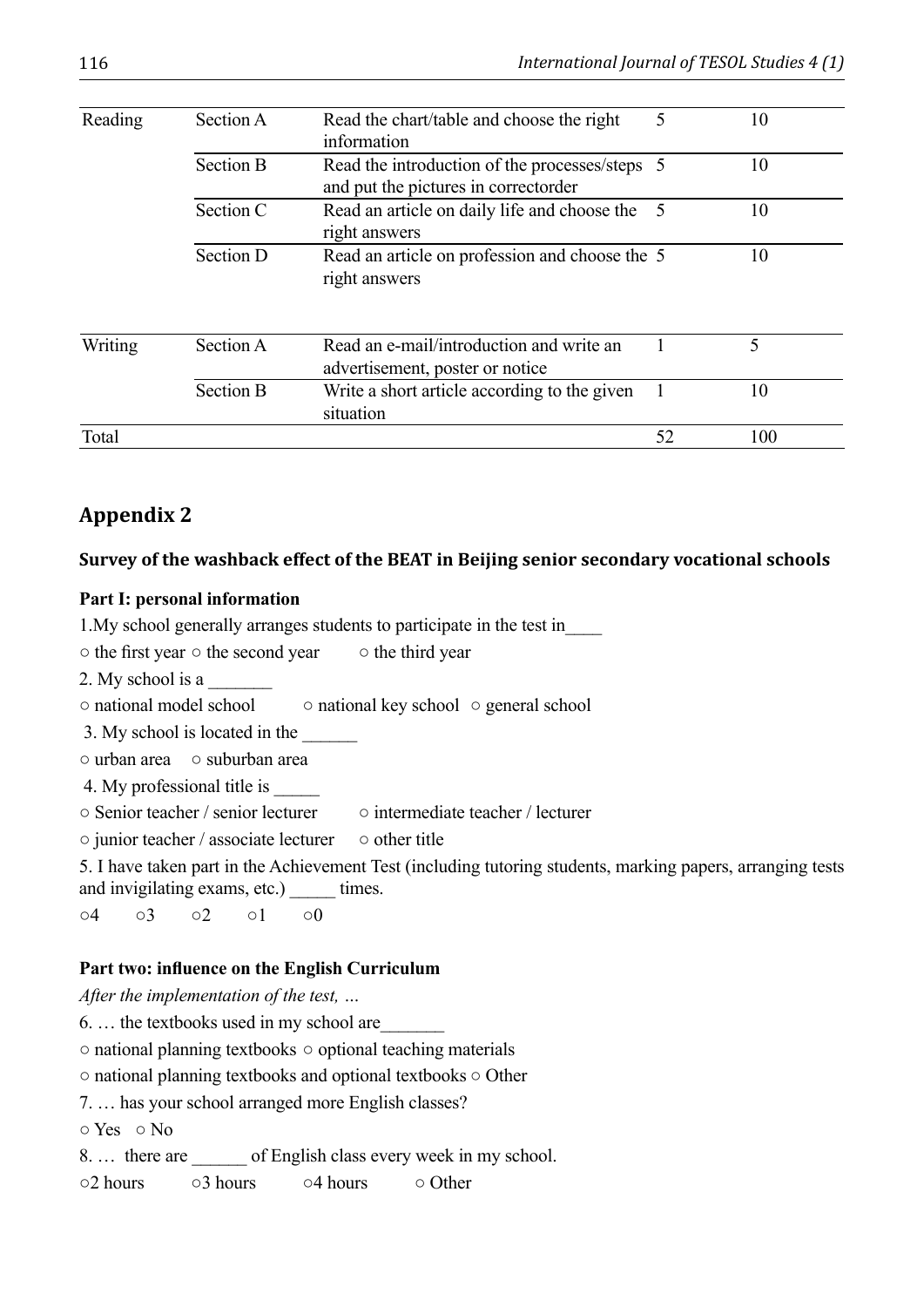| | | | | |
|---|---|---|---|---|
| Reading | Section A | Read the chart/table and choose the right information | 5 | 10 |
| | Section B | Read the introduction of the processes/steps and put the pictures in correctorder | 5 | 10 |
| | Section C | Read an article on daily life and choose the right answers | 5 | 10 |
| | Section D | Read an article on profession and choose the right answers | 5 | 10 |
| Writing | Section A | Read an e-mail/introduction and write an advertisement, poster or notice | 1 | 5 |
| | Section B | Write a short article according to the given situation | 1 | 10 |
| Total | | | 52 | 100 |

## Appendix 2

### Survey of the washback effect of the BEAT in Beijing senior secondary vocational schools

**Part I: personal information**

1.My school generally arranges students to participate in the test in____

○ the first year ○ the second year ○ the third year

2. My school is a _______

○ national model school ○ national key school ○ general school

3. My school is located in the ______

○ urban area ○ suburban area

4. My professional title is _____

○ Senior teacher / senior lecturer ○ intermediate teacher / lecturer

○ junior teacher / associate lecturer ○ other title

5. I have taken part in the Achievement Test (including tutoring students, marking papers, arranging tests and invigilating exams, etc.) _____ times.

○4 ○3 ○2 ○1 ○0

**Part two: influence on the English Curriculum**

*After the implementation of the test, …*

6. … the textbooks used in my school are_______

○ national planning textbooks ○ optional teaching materials

○ national planning textbooks and optional textbooks ○ Other

7. … has your school arranged more English classes?

○ Yes ○ No

8. … there are ______ of English class every week in my school.

○2 hours ○3 hours ○4 hours ○ Other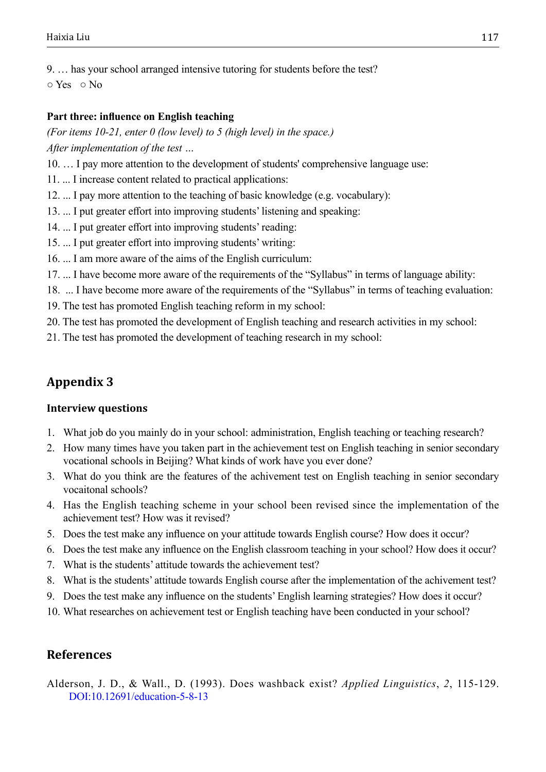9. … has your school arranged intensive tutoring for students before the test?

○ Yes ○ No

**Part three: influence on English teaching**

*(For items 10-21, enter 0 (low level) to 5 (high level) in the space.)*

*After implementation of the test …*

10. … I pay more attention to the development of students' comprehensive language use:
11. ... I increase content related to practical applications:
12. ... I pay more attention to the teaching of basic knowledge (e.g. vocabulary):
13. ... I put greater effort into improving students' listening and speaking:
14. ... I put greater effort into improving students' reading:
15. ... I put greater effort into improving students' writing:
16. ... I am more aware of the aims of the English curriculum:
17. ... I have become more aware of the requirements of the "Syllabus" in terms of language ability:
18. ... I have become more aware of the requirements of the "Syllabus" in terms of teaching evaluation:
19. The test has promoted English teaching reform in my school:
20. The test has promoted the development of English teaching and research activities in my school:
21. The test has promoted the development of teaching research in my school:

## Appendix 3

### Interview questions

1. What job do you mainly do in your school: administration, English teaching or teaching research?
2. How many times have you taken part in the achievement test on English teaching in senior secondary vocational schools in Beijing? What kinds of work have you ever done?
3. What do you think are the features of the achivement test on English teaching in senior secondary vocaitonal schools?
4. Has the English teaching scheme in your school been revised since the implementation of the achievement test? How was it revised?
5. Does the test make any influence on your attitude towards English course? How does it occur?
6. Does the test make any influence on the English classroom teaching in your school? How does it occur?
7. What is the students' attitude towards the achievement test?
8. What is the students' attitude towards English course after the implementation of the achivement test?
9. Does the test make any influence on the students' English learning strategies? How does it occur?
10. What researches on achievement test or English teaching have been conducted in your school?

## References

Alderson, J. D., & Wall., D. (1993). Does washback exist? *Applied Linguistics*, *2*, 115-129. DOI:10.12691/education-5-8-13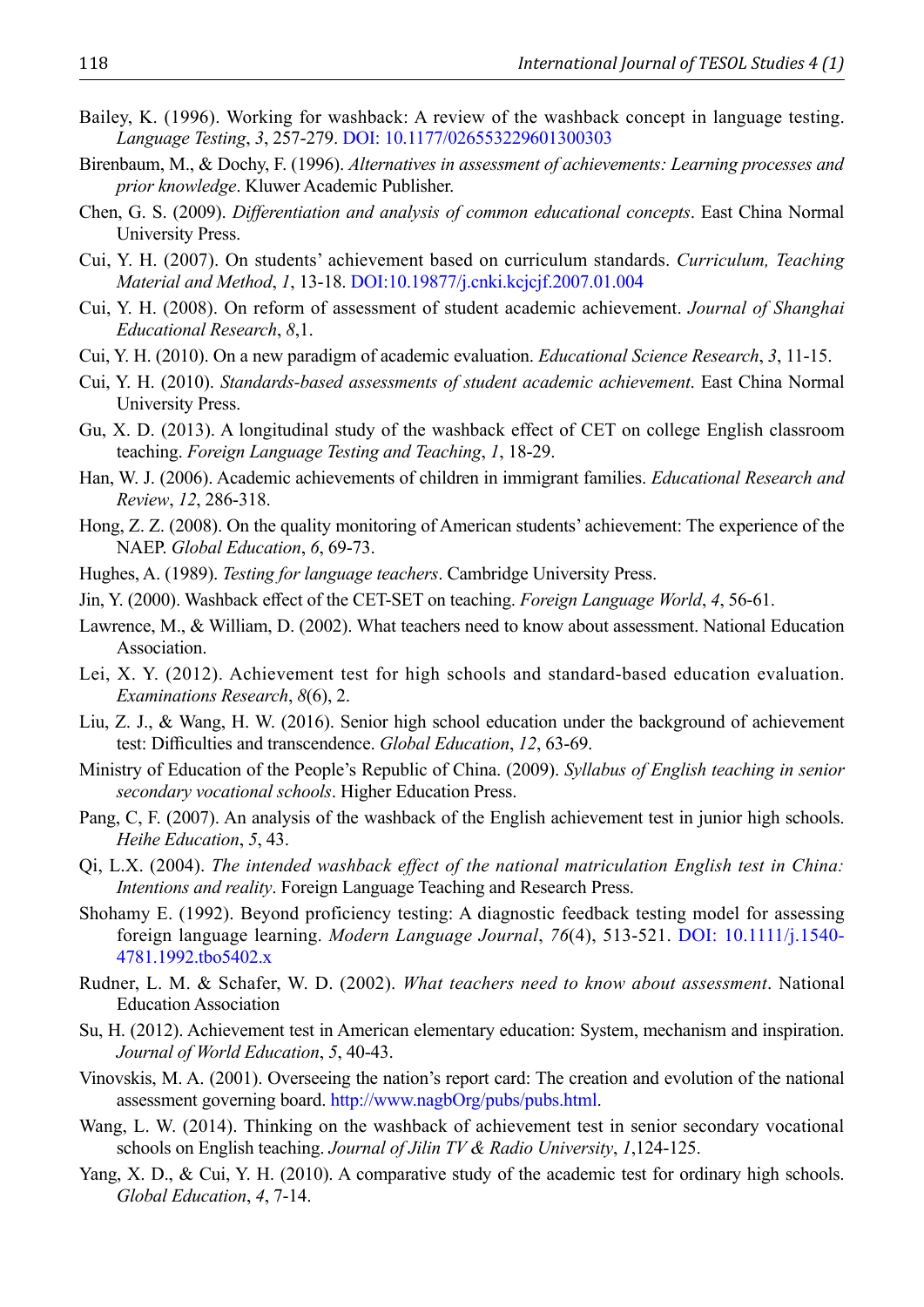Bailey, K. (1996). Working for washback: A review of the washback concept in language testing. *Language Testing*, *3*, 257-279. DOI: 10.1177/026553229601300303

Birenbaum, M., & Dochy, F. (1996). *Alternatives in assessment of achievements: Learning processes and prior knowledge*. Kluwer Academic Publisher.

Chen, G. S. (2009). *Differentiation and analysis of common educational concepts*. East China Normal University Press.

Cui, Y. H. (2007). On students' achievement based on curriculum standards. *Curriculum, Teaching Material and Method*, *1*, 13-18. DOI:10.19877/j.cnki.kcjcjf.2007.01.004

Cui, Y. H. (2008). On reform of assessment of student academic achievement. *Journal of Shanghai Educational Research*, *8*,1.

Cui, Y. H. (2010). On a new paradigm of academic evaluation. *Educational Science Research*, *3*, 11-15.

Cui, Y. H. (2010). *Standards-based assessments of student academic achievement*. East China Normal University Press.

Gu, X. D. (2013). A longitudinal study of the washback effect of CET on college English classroom teaching. *Foreign Language Testing and Teaching*, *1*, 18-29.

Han, W. J. (2006). Academic achievements of children in immigrant families. *Educational Research and Review*, *12*, 286-318.

Hong, Z. Z. (2008). On the quality monitoring of American students' achievement: The experience of the NAEP. *Global Education*, *6*, 69-73.

Hughes, A. (1989). *Testing for language teachers*. Cambridge University Press.

Jin, Y. (2000). Washback effect of the CET-SET on teaching. *Foreign Language World*, *4*, 56-61.

Lawrence, M., & William, D. (2002). What teachers need to know about assessment. National Education Association.

Lei, X. Y. (2012). Achievement test for high schools and standard-based education evaluation. *Examinations Research*, *8*(6), 2.

Liu, Z. J., & Wang, H. W. (2016). Senior high school education under the background of achievement test: Difficulties and transcendence. *Global Education*, *12*, 63-69.

Ministry of Education of the People's Republic of China. (2009). *Syllabus of English teaching in senior secondary vocational schools*. Higher Education Press.

Pang, C, F. (2007). An analysis of the washback of the English achievement test in junior high schools. *Heihe Education*, *5*, 43.

Qi, L.X. (2004). *The intended washback effect of the national matriculation English test in China: Intentions and reality*. Foreign Language Teaching and Research Press.

Shohamy E. (1992). Beyond proficiency testing: A diagnostic feedback testing model for assessing foreign language learning. *Modern Language Journal*, *76*(4), 513-521. DOI: 10.1111/j.1540-4781.1992.tbo5402.x

Rudner, L. M. & Schafer, W. D. (2002). *What teachers need to know about assessment*. National Education Association

Su, H. (2012). Achievement test in American elementary education: System, mechanism and inspiration. *Journal of World Education*, *5*, 40-43.

Vinovskis, M. A. (2001). Overseeing the nation's report card: The creation and evolution of the national assessment governing board. http://www.nagbOrg/pubs/pubs.html.

Wang, L. W. (2014). Thinking on the washback of achievement test in senior secondary vocational schools on English teaching. *Journal of Jilin TV & Radio University*, *1*,124-125.

Yang, X. D., & Cui, Y. H. (2010). A comparative study of the academic test for ordinary high schools. *Global Education*, *4*, 7-14.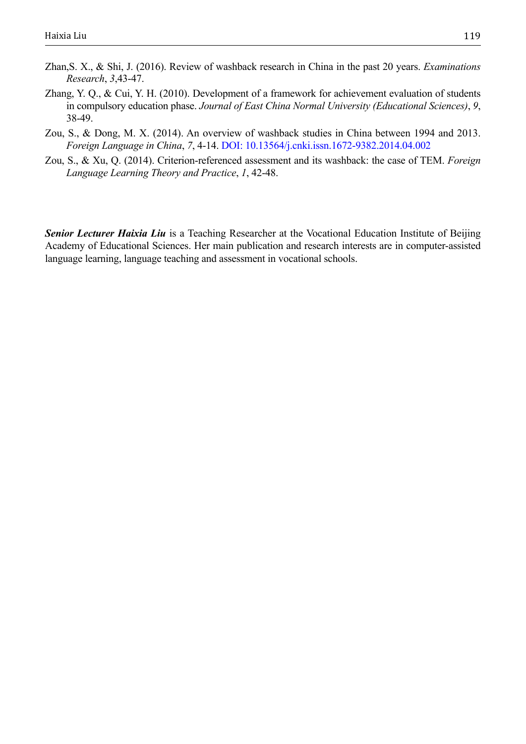Zhan,S. X., & Shi, J. (2016). Review of washback research in China in the past 20 years. *Examinations Research*, *3*,43-47.

Zhang, Y. Q., & Cui, Y. H. (2010). Development of a framework for achievement evaluation of students in compulsory education phase. *Journal of East China Normal University (Educational Sciences)*, *9*, 38-49.

Zou, S., & Dong, M. X. (2014). An overview of washback studies in China between 1994 and 2013. *Foreign Language in China*, *7*, 4-14. DOI: 10.13564/j.cnki.issn.1672-9382.2014.04.002

Zou, S., & Xu, Q. (2014). Criterion-referenced assessment and its washback: the case of TEM. *Foreign Language Learning Theory and Practice*, *1*, 42-48.

***Senior Lecturer Haixia Liu*** is a Teaching Researcher at the Vocational Education Institute of Beijing Academy of Educational Sciences. Her main publication and research interests are in computer-assisted language learning, language teaching and assessment in vocational schools.